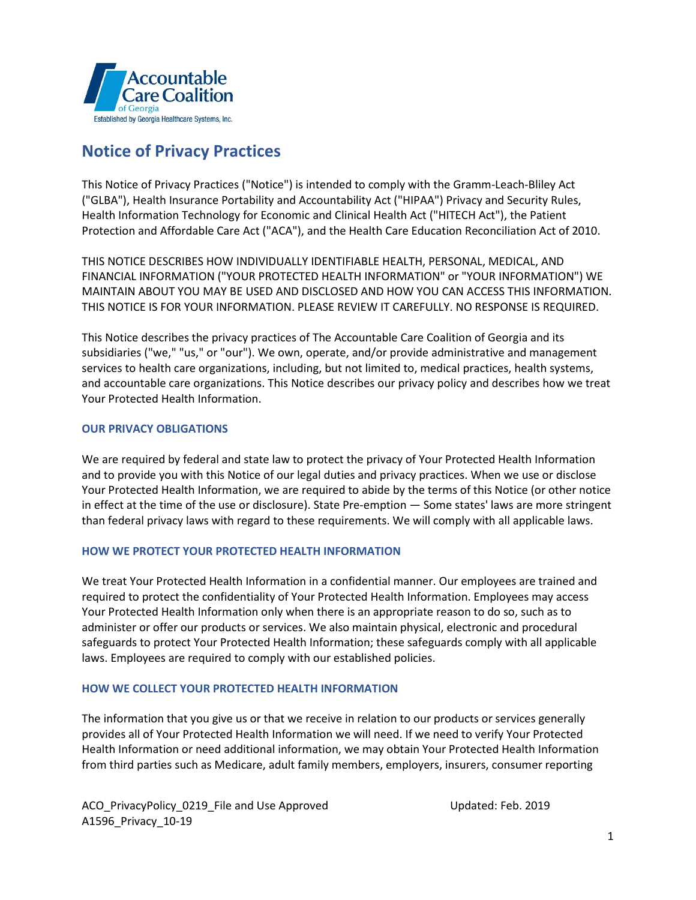# Notice of Privacy Practices

This Notice of Privacy Practices ("Notice") is intended to comply with the Gramm-Leach-Bliley Act ("GLBA"), Health Insurance Portability and Accountability Act ("HIPAA") Privacy and Security Rules, Health Information Technology for Economic and Clinical Health Act ("HITECH Act"), the Patient Protection and Affordable Care Act ("ACA"), and the Health Care Education Reconciliation Act of 2010.

THIS NOTICE DESCRIBES HOW INDIVIDUALLY IDENTIFIABLE HEALTH, PERSONAL, MEDICAL, AND FINANCIAL INFORMATION ("YOUR PROTECTED HEALTH INFORMATION" or "YOUR INFORMATION") WE MAINTAIN ABOUT YOU MAY BE USED AND DISCLOSED AND HOW YOU CAN ACCESS THIS INFORMATION. THIS NOTICE IS FOR YOUR INFORMATION. PLEASE REVIEW IT CAREFULLY. NO RESPONSE IS REQUIRED.

This Notice describes the privacy practices of The Accountable Care Coalition of Georgia and its subsidiaries ("we," "us," or "our"). We own, operate, and/or provide administrative and management services to health care organizations, including, but not limited to, medical practices, health systems, and accountable care organizations. This Notice describes our privacy policy and describes how we treat Your Protected Health Information.

### OUR PRIVACY OBLIGATIONS

We are required by federal and state law to protect the privacy of Your Protected Health Information and to provide you with this Notice of our legal duties and privacy practices. When we use or disclose Your Protected Health Information, we are required to abide by the terms of this Notice (or other notice in effect at the time of the use or disclosure). State Pre-emption — Some states' laws are more stringent than federal privacy laws with regard to these requirements. We will comply with all applicable laws.

### HOW WE PROTECT YOUR PROTECTED HEALTH INFORMATION

We treat Your Protected Health Information in a confidential manner. Our employees are trained and required to protect the confidentiality of Your Protected Health Information. Employees may access Your Protected Health Information only when there is an appropriate reason to do so, such as to administer or offer our products or services. We also maintain physical, electronic and procedural safeguards to protect Your Protected Health Information; these safeguards comply with all applicable laws. Employees are required to comply with our established policies.

### HOW WE COLLECT YOUR PROTECTED HEALTH INFORMATION

The information that you give us or that we receive in relation to our products or services generally provides all of Your Protected Health Information we will need. If we need to verify Your Protected Health Information or need additional information, we may obtain Your Protected Health Information from third parties such as Medicare, adult family members, employers, insurers, consumer reporting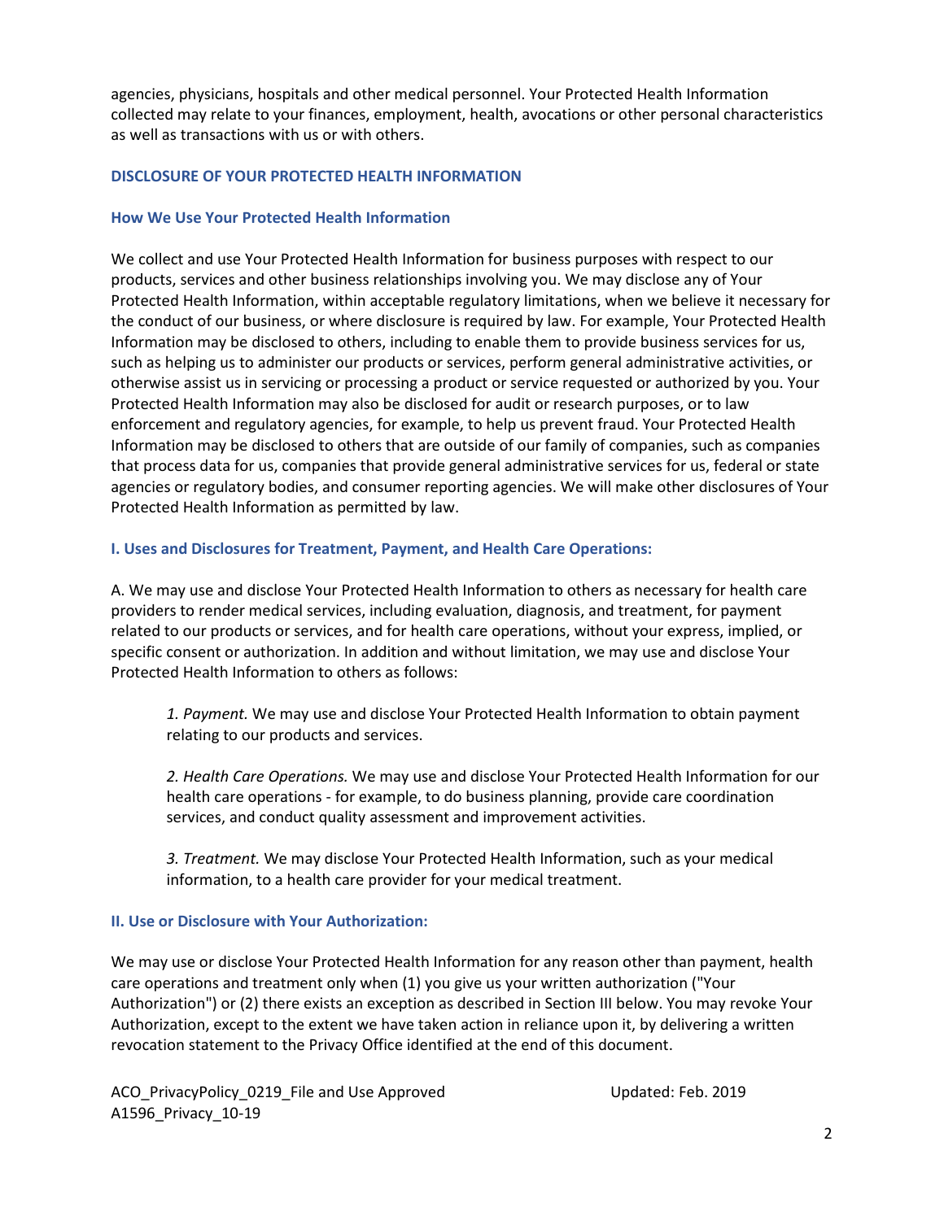agencies, physicians, hospitals and other medical personnel. Your Protected Health Information collected may relate to your finances, employment, health, avocations or other personal characteristics as well as transactions with us or with others.

## DISCLOSURE OF YOUR PROTECTED HEALTH INFORMATION

### How We Use Your Protected Health Information

We collect and use Your Protected Health Information for business purposes with respect to our products, services and other business relationships involving you. We may disclose any of Your Protected Health Information, within acceptable regulatory limitations, when we believe it necessary for the conduct of our business, or where disclosure is required by law. For example, Your Protected Health Information may be disclosed to others, including to enable them to provide business services for us, such as helping us to administer our products or services, perform general administrative activities, or otherwise assist us in servicing or processing a product or service requested or authorized by you. Your Protected Health Information may also be disclosed for audit or research purposes, or to law enforcement and regulatory agencies, for example, to help us prevent fraud. Your Protected Health Information may be disclosed to others that are outside of our family of companies, such as companies that process data for us, companies that provide general administrative services for us, federal or state agencies or regulatory bodies, and consumer reporting agencies. We will make other disclosures of Your Protected Health Information as permitted by law.

### I. Uses and Disclosures for Treatment, Payment, and Health Care Operations:

A. We may use and disclose Your Protected Health Information to others as necessary for health care providers to render medical services, including evaluation, diagnosis, and treatment, for payment related to our products or services, and for health care operations, without your express, implied, or specific consent or authorization. In addition and without limitation, we may use and disclose Your Protected Health Information to others as follows:

> *1. Payment.* We may use and disclose Your Protected Health Information to obtain payment relating to our products and services.
>
> *2. Health Care Operations.* We may use and disclose Your Protected Health Information for our health care operations - for example, to do business planning, provide care coordination services, and conduct quality assessment and improvement activities.
>
> *3. Treatment.* We may disclose Your Protected Health Information, such as your medical information, to a health care provider for your medical treatment.

### II. Use or Disclosure with Your Authorization:

We may use or disclose Your Protected Health Information for any reason other than payment, health care operations and treatment only when (1) you give us your written authorization ("Your Authorization") or (2) there exists an exception as described in Section III below. You may revoke Your Authorization, except to the extent we have taken action in reliance upon it, by delivering a written revocation statement to the Privacy Office identified at the end of this document.

ACO_PrivacyPolicy_0219_File and Use Approved Updated: Feb. 2019
A1596_Privacy_10-19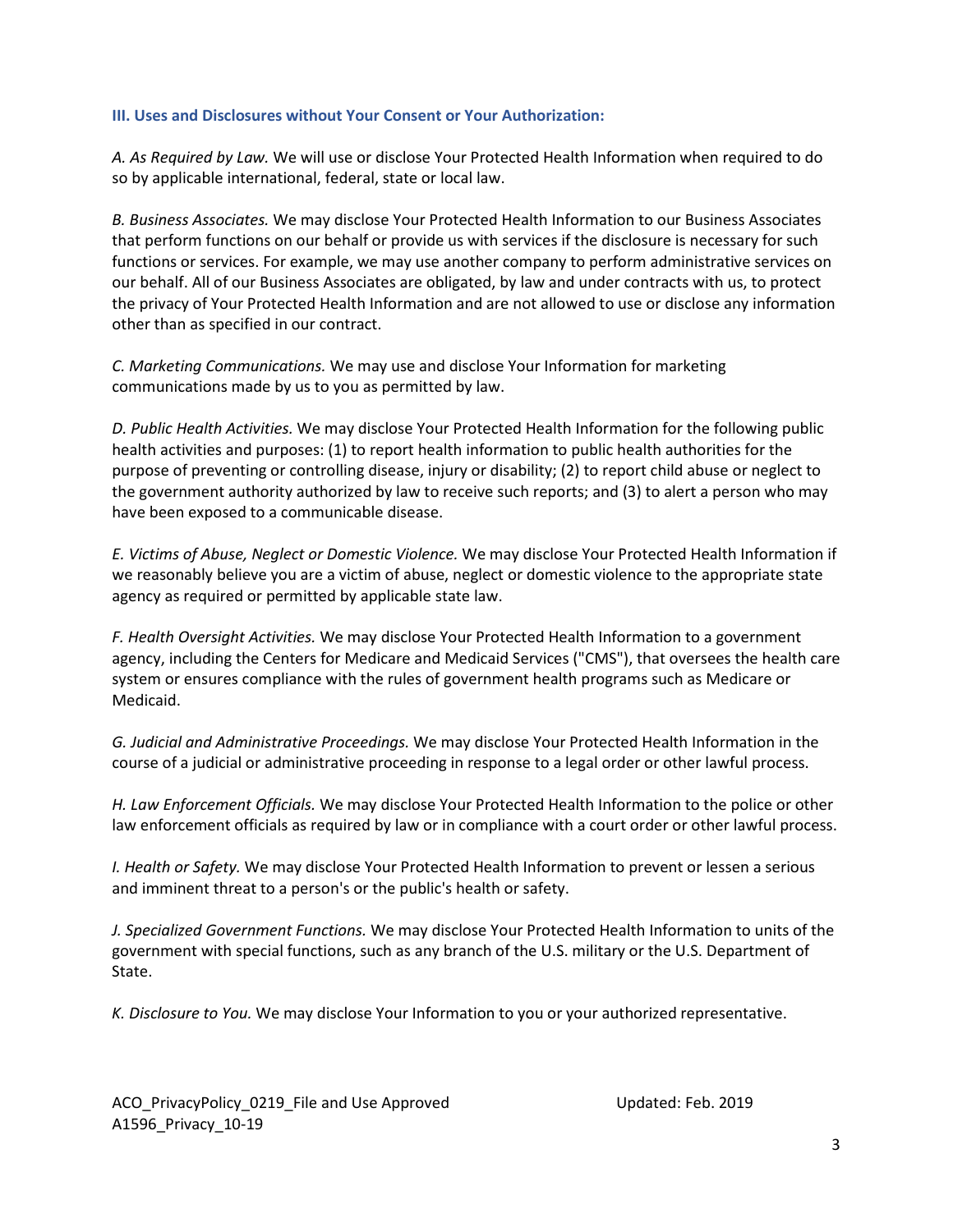### III. Uses and Disclosures without Your Consent or Your Authorization:

*A. As Required by Law.* We will use or disclose Your Protected Health Information when required to do so by applicable international, federal, state or local law.

*B. Business Associates.* We may disclose Your Protected Health Information to our Business Associates that perform functions on our behalf or provide us with services if the disclosure is necessary for such functions or services. For example, we may use another company to perform administrative services on our behalf. All of our Business Associates are obligated, by law and under contracts with us, to protect the privacy of Your Protected Health Information and are not allowed to use or disclose any information other than as specified in our contract.

*C. Marketing Communications.* We may use and disclose Your Information for marketing communications made by us to you as permitted by law.

*D. Public Health Activities.* We may disclose Your Protected Health Information for the following public health activities and purposes: (1) to report health information to public health authorities for the purpose of preventing or controlling disease, injury or disability; (2) to report child abuse or neglect to the government authority authorized by law to receive such reports; and (3) to alert a person who may have been exposed to a communicable disease.

*E. Victims of Abuse, Neglect or Domestic Violence.* We may disclose Your Protected Health Information if we reasonably believe you are a victim of abuse, neglect or domestic violence to the appropriate state agency as required or permitted by applicable state law.

*F. Health Oversight Activities.* We may disclose Your Protected Health Information to a government agency, including the Centers for Medicare and Medicaid Services ("CMS"), that oversees the health care system or ensures compliance with the rules of government health programs such as Medicare or Medicaid.

*G. Judicial and Administrative Proceedings.* We may disclose Your Protected Health Information in the course of a judicial or administrative proceeding in response to a legal order or other lawful process.

*H. Law Enforcement Officials.* We may disclose Your Protected Health Information to the police or other law enforcement officials as required by law or in compliance with a court order or other lawful process.

*I. Health or Safety.* We may disclose Your Protected Health Information to prevent or lessen a serious and imminent threat to a person's or the public's health or safety.

*J. Specialized Government Functions.* We may disclose Your Protected Health Information to units of the government with special functions, such as any branch of the U.S. military or the U.S. Department of State.

*K. Disclosure to You.* We may disclose Your Information to you or your authorized representative.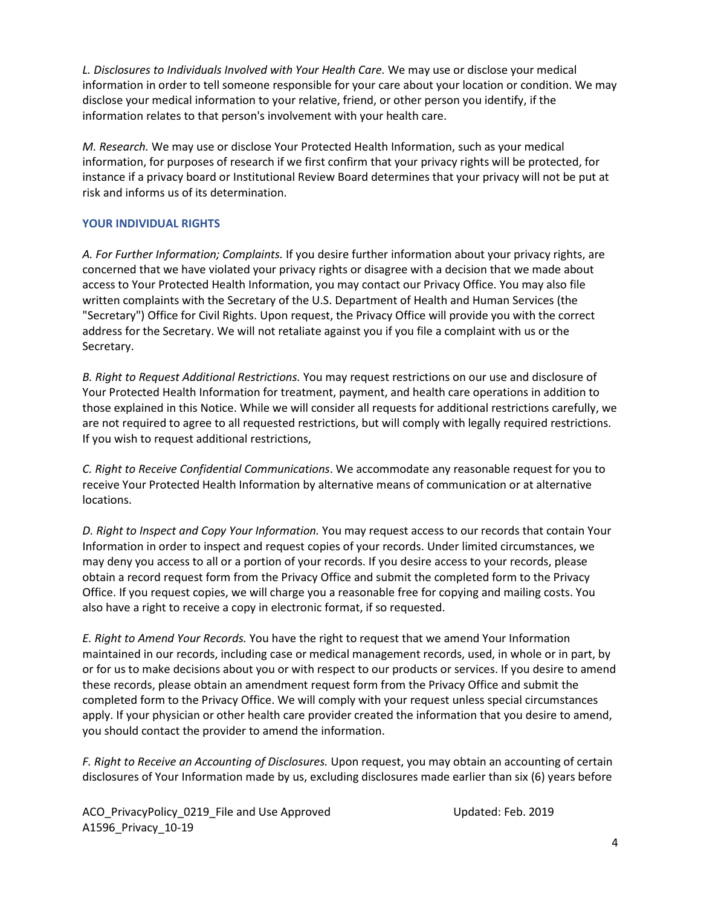*L. Disclosures to Individuals Involved with Your Health Care.* We may use or disclose your medical information in order to tell someone responsible for your care about your location or condition. We may disclose your medical information to your relative, friend, or other person you identify, if the information relates to that person's involvement with your health care.

*M. Research.* We may use or disclose Your Protected Health Information, such as your medical information, for purposes of research if we first confirm that your privacy rights will be protected, for instance if a privacy board or Institutional Review Board determines that your privacy will not be put at risk and informs us of its determination.

## YOUR INDIVIDUAL RIGHTS

*A. For Further Information; Complaints.* If you desire further information about your privacy rights, are concerned that we have violated your privacy rights or disagree with a decision that we made about access to Your Protected Health Information, you may contact our Privacy Office. You may also file written complaints with the Secretary of the U.S. Department of Health and Human Services (the "Secretary") Office for Civil Rights. Upon request, the Privacy Office will provide you with the correct address for the Secretary. We will not retaliate against you if you file a complaint with us or the Secretary.

*B. Right to Request Additional Restrictions.* You may request restrictions on our use and disclosure of Your Protected Health Information for treatment, payment, and health care operations in addition to those explained in this Notice. While we will consider all requests for additional restrictions carefully, we are not required to agree to all requested restrictions, but will comply with legally required restrictions. If you wish to request additional restrictions,

*C. Right to Receive Confidential Communications*. We accommodate any reasonable request for you to receive Your Protected Health Information by alternative means of communication or at alternative locations.

*D. Right to Inspect and Copy Your Information.* You may request access to our records that contain Your Information in order to inspect and request copies of your records. Under limited circumstances, we may deny you access to all or a portion of your records. If you desire access to your records, please obtain a record request form from the Privacy Office and submit the completed form to the Privacy Office. If you request copies, we will charge you a reasonable free for copying and mailing costs. You also have a right to receive a copy in electronic format, if so requested.

*E. Right to Amend Your Records.* You have the right to request that we amend Your Information maintained in our records, including case or medical management records, used, in whole or in part, by or for us to make decisions about you or with respect to our products or services. If you desire to amend these records, please obtain an amendment request form from the Privacy Office and submit the completed form to the Privacy Office. We will comply with your request unless special circumstances apply. If your physician or other health care provider created the information that you desire to amend, you should contact the provider to amend the information.

*F. Right to Receive an Accounting of Disclosures.* Upon request, you may obtain an accounting of certain disclosures of Your Information made by us, excluding disclosures made earlier than six (6) years before

ACO_PrivacyPolicy_0219_File and Use Approved Updated: Feb. 2019
A1596_Privacy_10-19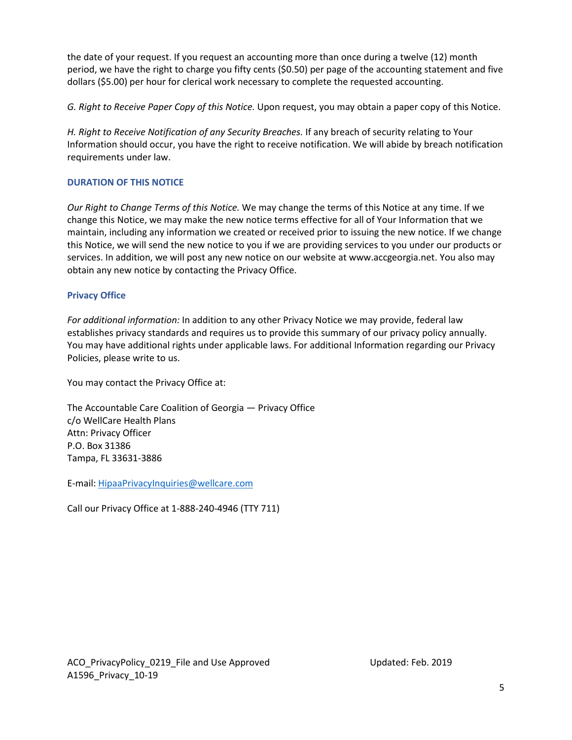the date of your request. If you request an accounting more than once during a twelve (12) month period, we have the right to charge you fifty cents ($0.50) per page of the accounting statement and five dollars ($5.00) per hour for clerical work necessary to complete the requested accounting.

*G. Right to Receive Paper Copy of this Notice.* Upon request, you may obtain a paper copy of this Notice.

*H. Right to Receive Notification of any Security Breaches.* If any breach of security relating to Your Information should occur, you have the right to receive notification. We will abide by breach notification requirements under law.

## DURATION OF THIS NOTICE

*Our Right to Change Terms of this Notice.* We may change the terms of this Notice at any time. If we change this Notice, we may make the new notice terms effective for all of Your Information that we maintain, including any information we created or received prior to issuing the new notice. If we change this Notice, we will send the new notice to you if we are providing services to you under our products or services. In addition, we will post any new notice on our website at www.accgeorgia.net. You also may obtain any new notice by contacting the Privacy Office.

## Privacy Office

*For additional information:* In addition to any other Privacy Notice we may provide, federal law establishes privacy standards and requires us to provide this summary of our privacy policy annually. You may have additional rights under applicable laws. For additional Information regarding our Privacy Policies, please write to us.

You may contact the Privacy Office at:

The Accountable Care Coalition of Georgia — Privacy Office
c/o WellCare Health Plans
Attn: Privacy Officer
P.O. Box 31386
Tampa, FL 33631-3886

E-mail: HipaaPrivacyInquiries@wellcare.com

Call our Privacy Office at 1-888-240-4946 (TTY 711)

ACO_PrivacyPolicy_0219_File and Use Approved
A1596_Privacy_10-19

Updated: Feb. 2019